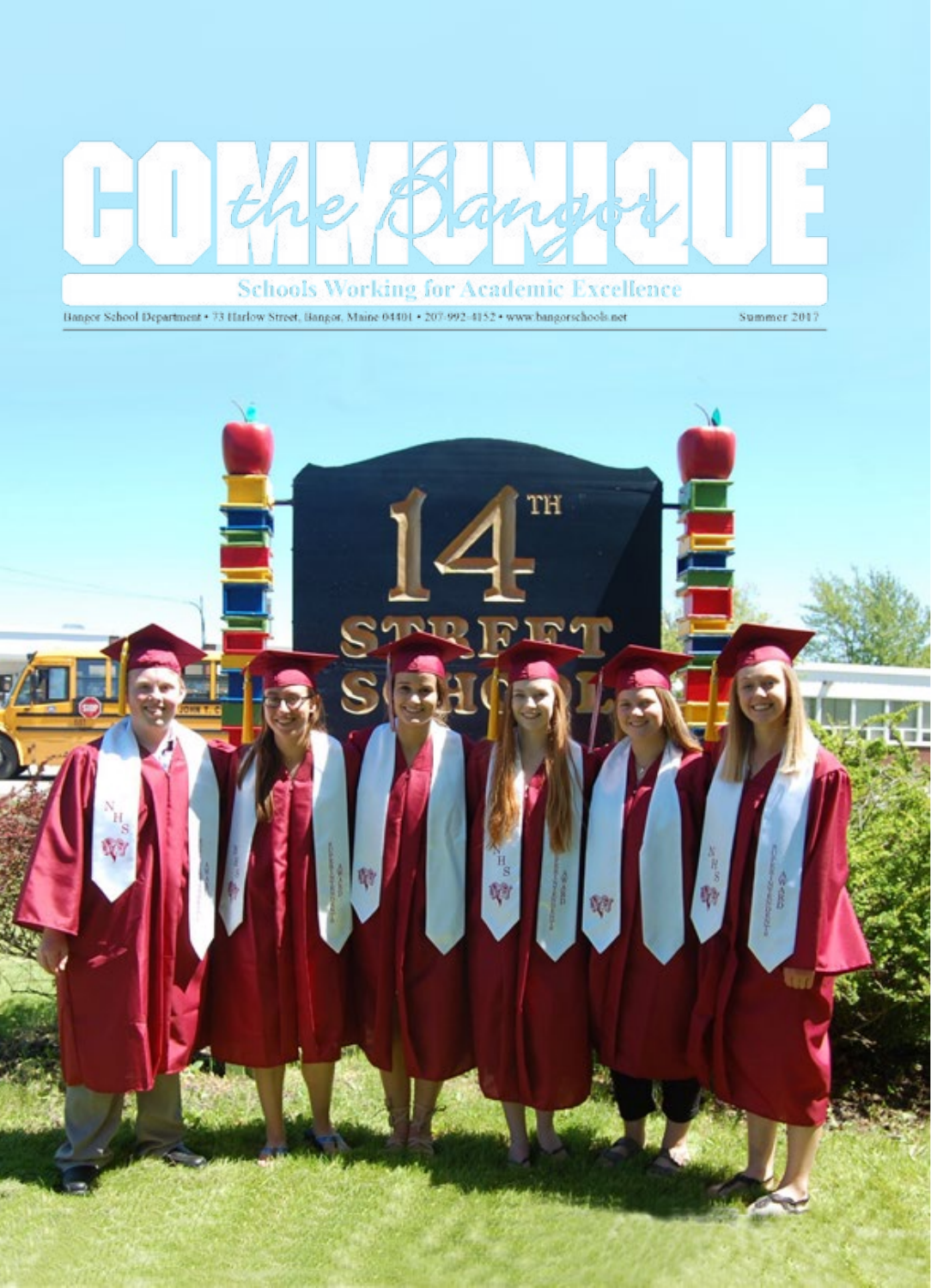# the Bangor COMMUNIQUÉ

Schools Working for Academic Excellence

Bangor School Department • 73 Harlow Street, Bangor, Maine 04401 • 207-992-4152 • www.bangorschools.net

Summer 2017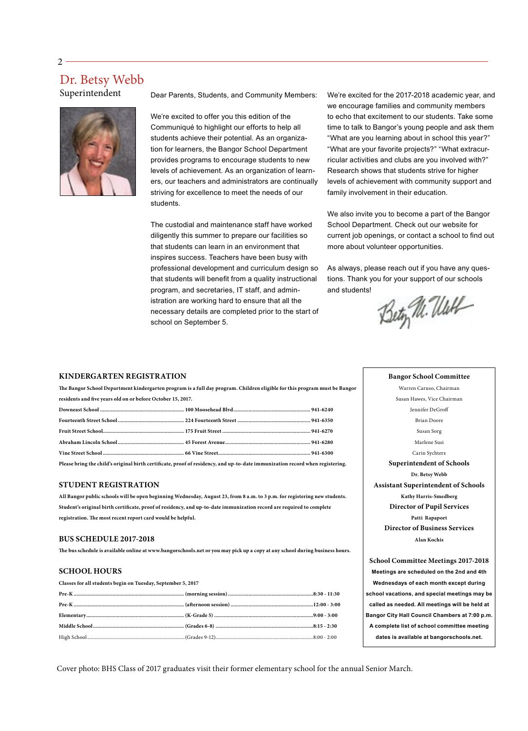# Dr. Betsy Webb

Superintendent

Dear Parents, Students, and Community Members:

We're excited to offer you this edition of the Communiqué to highlight our efforts to help all students achieve their potential. As an organization for learners, the Bangor School Department provides programs to encourage students to new levels of achievement. As an organization of learners, our teachers and administrators are continually striving for excellence to meet the needs of our students.

The custodial and maintenance staff have worked diligently this summer to prepare our facilities so that students can learn in an environment that inspires success. Teachers have been busy with professional development and curriculum design so that students will benefit from a quality instructional program, and secretaries, IT staff, and administration are working hard to ensure that all the necessary details are completed prior to the start of school on September 5.

We're excited for the 2017-2018 academic year, and we encourage families and community members to echo that excitement to our students. Take some time to talk to Bangor's young people and ask them "What are you learning about in school this year?" "What are your favorite projects?" "What extracurricular activities and clubs are you involved with?" Research shows that students strive for higher levels of achievement with community support and family involvement in their education.

We also invite you to become a part of the Bangor School Department. Check out our website for current job openings, or contact a school to find out more about volunteer opportunities.

As always, please reach out if you have any questions. Thank you for your support of our schools and students!

Betsy M. Webb

## KINDERGARTEN REGISTRATION

**The Bangor School Department kindergarten program is a full day program. Children eligible for this program must be Bangor residents and five years old on or before October 15, 2017.**

| School | Address | Phone |
|---|---|---|
| Downeast School | 100 Moosehead Blvd | 941-6240 |
| Fourteenth Street School | 224 Fourteenth Street | 941-6350 |
| Fruit Street School | 175 Fruit Street | 941-6270 |
| Abraham Lincoln School | 45 Forest Avenue | 941-6280 |
| Vine Street School | 66 Vine Street | 941-6300 |

**Please bring the child's original birth certificate, proof of residency, and up-to-date immunization record when registering.**

## STUDENT REGISTRATION

**All Bangor public schools will be open beginning Wednesday, August 23, from 8 a.m. to 3 p.m. for registering new students. Student's original birth certificate, proof of residency, and up-to-date immunization record are required to complete registration. The most recent report card would be helpful.**

## BUS SCHEDULE 2017-2018

**The bus schedule is available online at www.bangorschools.net or you may pick up a copy at any school during business hours.**

## SCHOOL HOURS

Classes for all students begin on Tuesday, September 5, 2017

| Level | Session | Hours |
|---|---|---|
| Pre-K | (morning session) | 8:30 - 11:30 |
| Pre-K | (afternoon session) | 12:00 - 3:00 |
| Elementary | (K-Grade 5) | 9:00 - 3:00 |
| Middle School | (Grades 6-8) | 8:15 - 2:30 |
| High School | (Grades 9-12) | 8:00 - 2:00 |

### Bangor School Committee

Warren Caruso, Chairman
Susan Hawes, Vice Chairman
Jennifer DeGroff
Brian Doore
Susan Sorg
Marlene Susi
Carin Sychterz

**Superintendent of Schools**
Dr. Betsy Webb

**Assistant Superintendent of Schools**
Kathy Harris-Smedberg

**Director of Pupil Services**
Patti Rapaport

**Director of Business Services**
Alan Kochis

**School Committee Meetings 2017-2018**

**Meetings are scheduled on the 2nd and 4th Wednesdays of each month except during school vacations, and special meetings may be called as needed. All meetings will be held at Bangor City Hall Council Chambers at 7:00 p.m. A complete list of school committee meeting dates is available at bangorschools.net.**

Cover photo: BHS Class of 2017 graduates visit their former elementary school for the annual Senior March.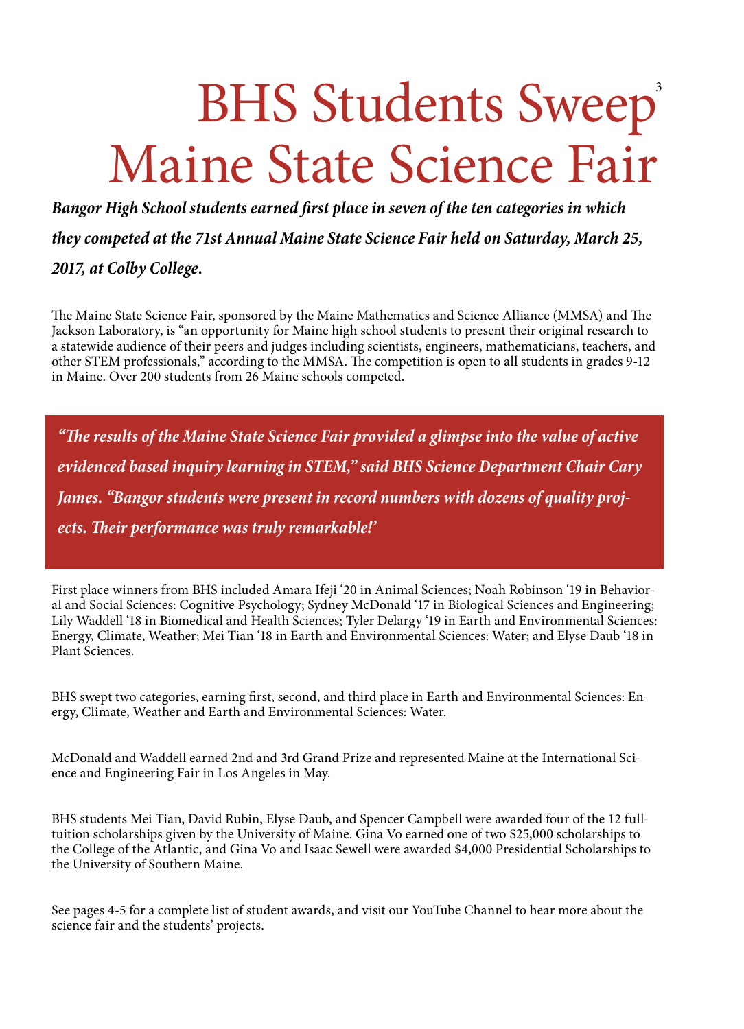# BHS Students Sweep Maine State Science Fair

***Bangor High School students earned first place in seven of the ten categories in which they competed at the 71st Annual Maine State Science Fair held on Saturday, March 25, 2017, at Colby College.***

The Maine State Science Fair, sponsored by the Maine Mathematics and Science Alliance (MMSA) and The Jackson Laboratory, is "an opportunity for Maine high school students to present their original research to a statewide audience of their peers and judges including scientists, engineers, mathematicians, teachers, and other STEM professionals," according to the MMSA. The competition is open to all students in grades 9-12 in Maine. Over 200 students from 26 Maine schools competed.

***"The results of the Maine State Science Fair provided a glimpse into the value of active evidenced based inquiry learning in STEM," said BHS Science Department Chair Cary James. "Bangor students were present in record numbers with dozens of quality projects. Their performance was truly remarkable!'***

First place winners from BHS included Amara Ifeji '20 in Animal Sciences; Noah Robinson '19 in Behavioral and Social Sciences: Cognitive Psychology; Sydney McDonald '17 in Biological Sciences and Engineering; Lily Waddell '18 in Biomedical and Health Sciences; Tyler Delargy '19 in Earth and Environmental Sciences: Energy, Climate, Weather; Mei Tian '18 in Earth and Environmental Sciences: Water; and Elyse Daub '18 in Plant Sciences.

BHS swept two categories, earning first, second, and third place in Earth and Environmental Sciences: Energy, Climate, Weather and Earth and Environmental Sciences: Water.

McDonald and Waddell earned 2nd and 3rd Grand Prize and represented Maine at the International Science and Engineering Fair in Los Angeles in May.

BHS students Mei Tian, David Rubin, Elyse Daub, and Spencer Campbell were awarded four of the 12 full-tuition scholarships given by the University of Maine. Gina Vo earned one of two $25,000 scholarships to the College of the Atlantic, and Gina Vo and Isaac Sewell were awarded $4,000 Presidential Scholarships to the University of Southern Maine.

See pages 4-5 for a complete list of student awards, and visit our YouTube Channel to hear more about the science fair and the students' projects.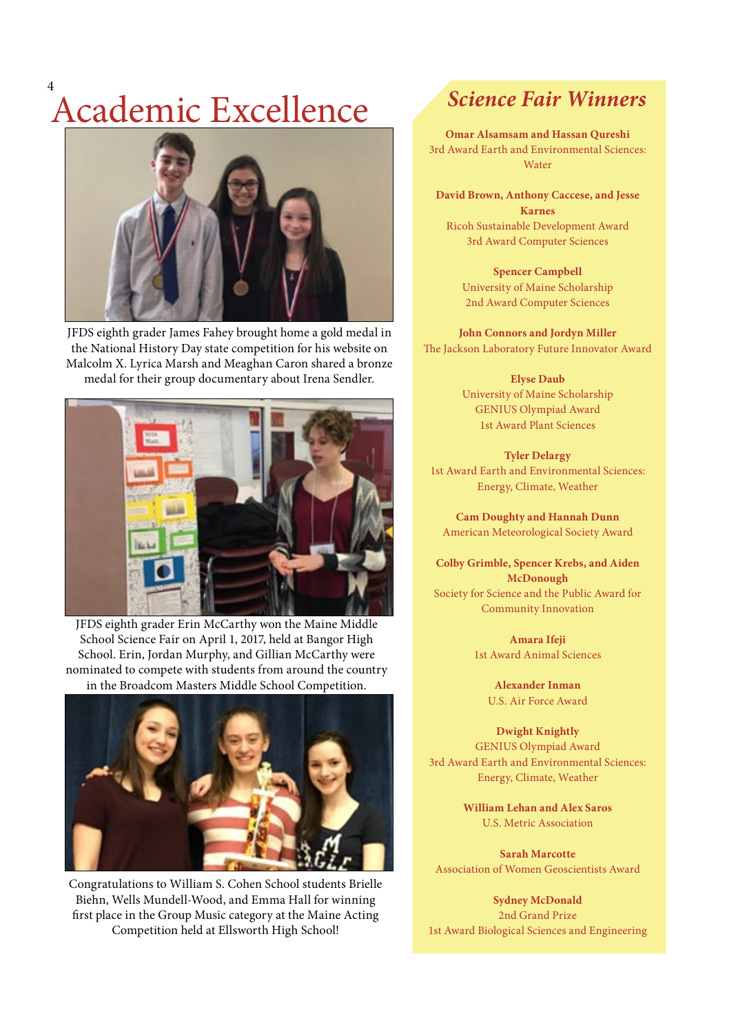# Academic Excellence

JFDS eighth grader James Fahey brought home a gold medal in the National History Day state competition for his website on Malcolm X. Lyrica Marsh and Meaghan Caron shared a bronze medal for their group documentary about Irena Sendler.

JFDS eighth grader Erin McCarthy won the Maine Middle School Science Fair on April 1, 2017, held at Bangor High School. Erin, Jordan Murphy, and Gillian McCarthy were nominated to compete with students from around the country in the Broadcom Masters Middle School Competition.

Congratulations to William S. Cohen School students Brielle Biehn, Wells Mundell-Wood, and Emma Hall for winning first place in the Group Music category at the Maine Acting Competition held at Ellsworth High School!

## *Science Fair Winners*

**Omar Alsamsam and Hassan Qureshi**
3rd Award Earth and Environmental Sciences: Water

**David Brown, Anthony Caccese, and Jesse Karnes**
Ricoh Sustainable Development Award
3rd Award Computer Sciences

**Spencer Campbell**
University of Maine Scholarship
2nd Award Computer Sciences

**John Connors and Jordyn Miller**
The Jackson Laboratory Future Innovator Award

**Elyse Daub**
University of Maine Scholarship
GENIUS Olympiad Award
1st Award Plant Sciences

**Tyler Delargy**
1st Award Earth and Environmental Sciences: Energy, Climate, Weather

**Cam Doughty and Hannah Dunn**
American Meteorological Society Award

**Colby Grimble, Spencer Krebs, and Aiden McDonough**
Society for Science and the Public Award for Community Innovation

**Amara Ifeji**
1st Award Animal Sciences

**Alexander Inman**
U.S. Air Force Award

**Dwight Knightly**
GENIUS Olympiad Award
3rd Award Earth and Environmental Sciences: Energy, Climate, Weather

**William Lehan and Alex Saros**
U.S. Metric Association

**Sarah Marcotte**
Association of Women Geoscientists Award

**Sydney McDonald**
2nd Grand Prize
1st Award Biological Sciences and Engineering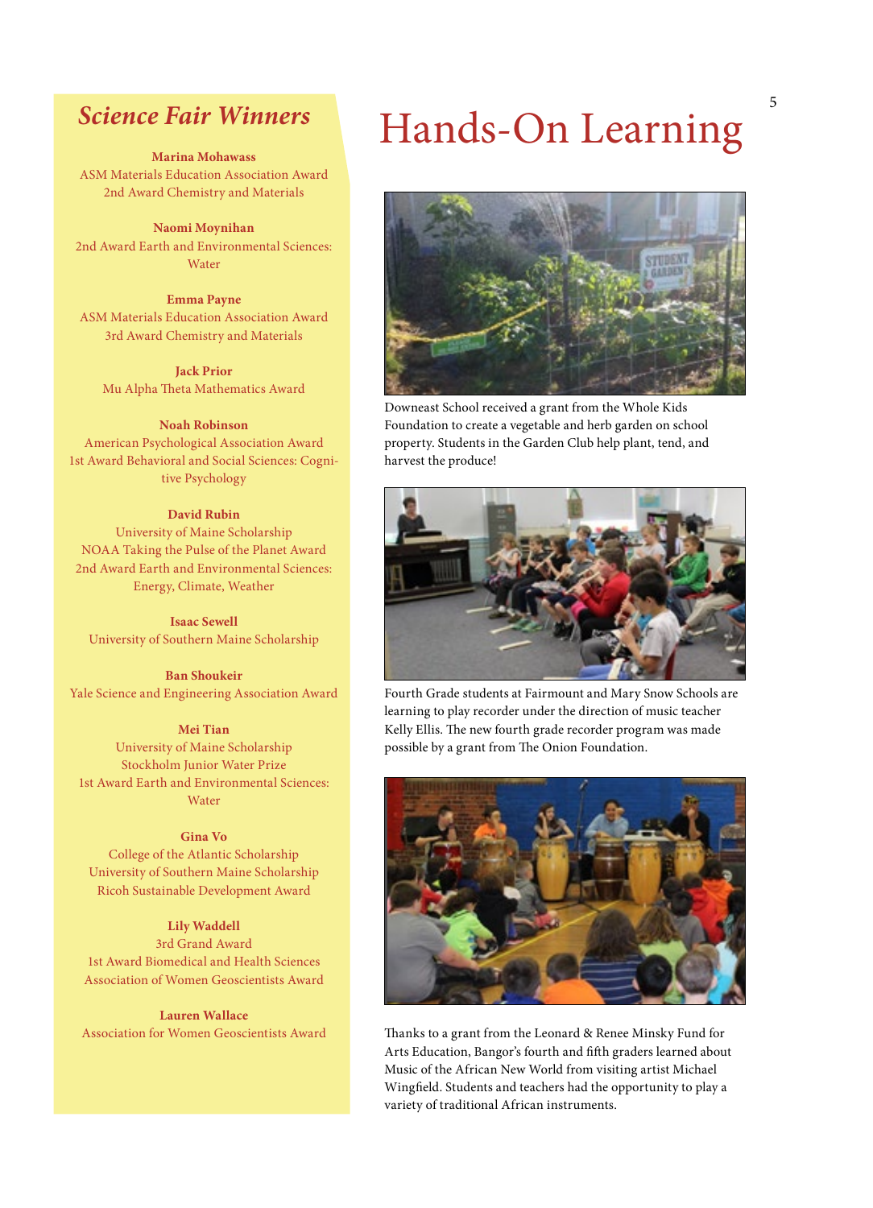## *Science Fair Winners*

**Marina Mohawass**
ASM Materials Education Association Award
2nd Award Chemistry and Materials

**Naomi Moynihan**
2nd Award Earth and Environmental Sciences: Water

**Emma Payne**
ASM Materials Education Association Award
3rd Award Chemistry and Materials

**Jack Prior**
Mu Alpha Theta Mathematics Award

**Noah Robinson**
American Psychological Association Award
1st Award Behavioral and Social Sciences: Cognitive Psychology

**David Rubin**
University of Maine Scholarship
NOAA Taking the Pulse of the Planet Award
2nd Award Earth and Environmental Sciences: Energy, Climate, Weather

**Isaac Sewell**
University of Southern Maine Scholarship

**Ban Shoukeir**
Yale Science and Engineering Association Award

**Mei Tian**
University of Maine Scholarship
Stockholm Junior Water Prize
1st Award Earth and Environmental Sciences: Water

**Gina Vo**
College of the Atlantic Scholarship
University of Southern Maine Scholarship
Ricoh Sustainable Development Award

**Lily Waddell**
3rd Grand Award
1st Award Biomedical and Health Sciences
Association of Women Geoscientists Award

**Lauren Wallace**
Association for Women Geoscientists Award

# Hands-On Learning

Downeast School received a grant from the Whole Kids Foundation to create a vegetable and herb garden on school property. Students in the Garden Club help plant, tend, and harvest the produce!

Fourth Grade students at Fairmount and Mary Snow Schools are learning to play recorder under the direction of music teacher Kelly Ellis. The new fourth grade recorder program was made possible by a grant from The Onion Foundation.

Thanks to a grant from the Leonard & Renee Minsky Fund for Arts Education, Bangor's fourth and fifth graders learned about Music of the African New World from visiting artist Michael Wingfield. Students and teachers had the opportunity to play a variety of traditional African instruments.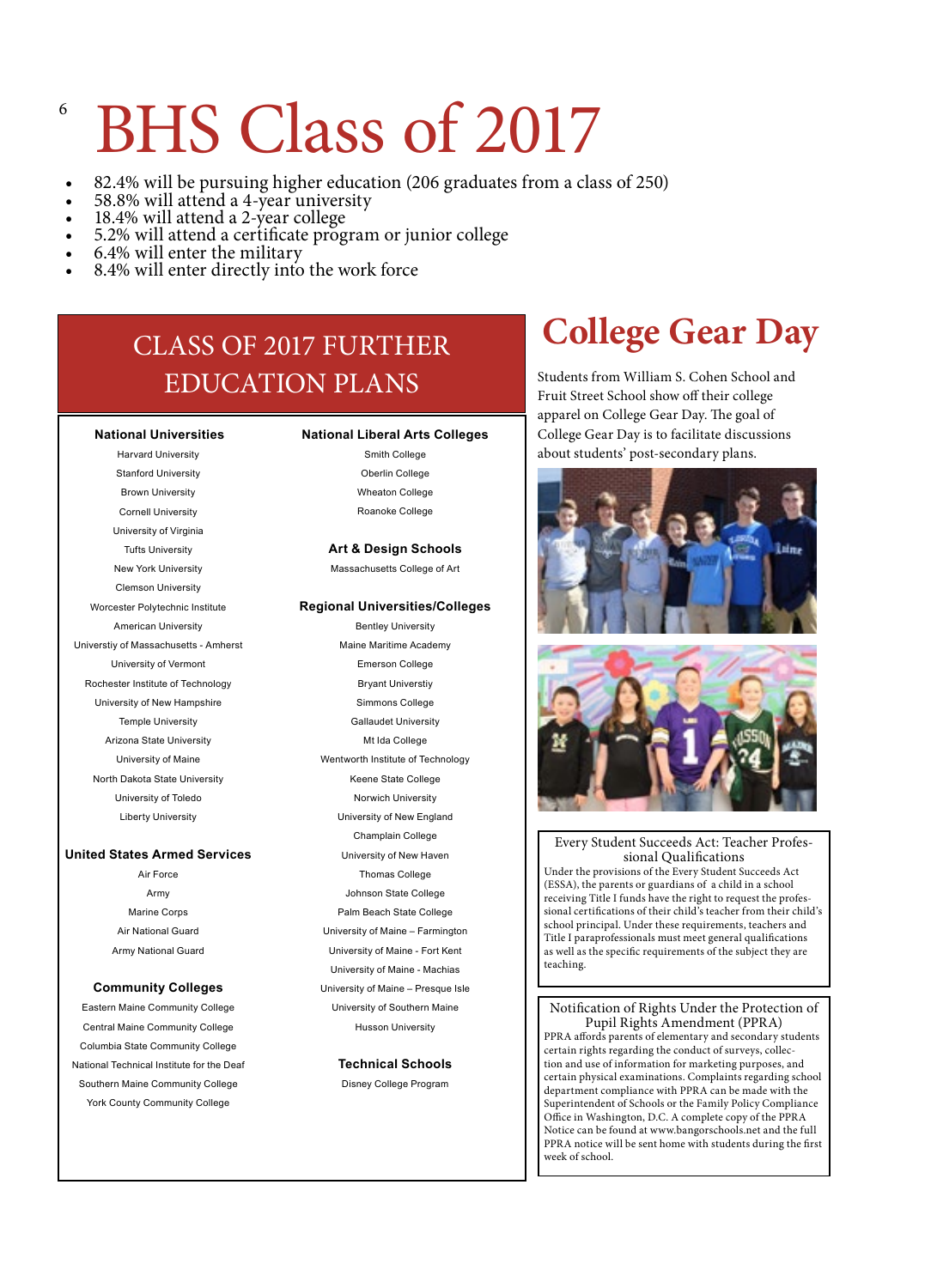# BHS Class of 2017

- 82.4% will be pursuing higher education (206 graduates from a class of 250)
- 58.8% will attend a 4-year university
- 18.4% will attend a 2-year college
- 5.2% will attend a certificate program or junior college
- 6.4% will enter the military
- 8.4% will enter directly into the work force

## CLASS OF 2017 FURTHER EDUCATION PLANS

### National Universities

Harvard University
Stanford University
Brown University
Cornell University
University of Virginia
Tufts University
New York University
Clemson University
Worcester Polytechnic Institute
American University
Universtiy of Massachusetts - Amherst
University of Vermont
Rochester Institute of Technology
University of New Hampshire
Temple University
Arizona State University
University of Maine
North Dakota State University
University of Toledo
Liberty University

### United States Armed Services

Air Force
Army
Marine Corps
Air National Guard
Army National Guard

### Community Colleges

Eastern Maine Community College
Central Maine Community College
Columbia State Community College
National Technical Institute for the Deaf
Southern Maine Community College
York County Community College

### National Liberal Arts Colleges

Smith College
Oberlin College
Wheaton College
Roanoke College

### Art & Design Schools

Massachusetts College of Art

### Regional Universities/Colleges

Bentley University
Maine Maritime Academy
Emerson College
Bryant Universtiy
Simmons College
Gallaudet University
Mt Ida College
Wentworth Institute of Technology
Keene State College
Norwich University
University of New England
Champlain College
University of New Haven
Thomas College
Johnson State College
Palm Beach State College
University of Maine – Farmington
University of Maine - Fort Kent
University of Maine - Machias
University of Maine – Presque Isle
University of Southern Maine
Husson University

### Technical Schools

Disney College Program

## College Gear Day

Students from William S. Cohen School and Fruit Street School show off their college apparel on College Gear Day. The goal of College Gear Day is to facilitate discussions about students' post-secondary plans.

### Every Student Succeeds Act: Teacher Professional Qualifications

Under the provisions of the Every Student Succeeds Act (ESSA), the parents or guardians of a child in a school receiving Title I funds have the right to request the professional certifications of their child's teacher from their child's school principal. Under these requirements, teachers and Title I paraprofessionals must meet general qualifications as well as the specific requirements of the subject they are teaching.

### Notification of Rights Under the Protection of Pupil Rights Amendment (PPRA)

PPRA affords parents of elementary and secondary students certain rights regarding the conduct of surveys, collection and use of information for marketing purposes, and certain physical examinations. Complaints regarding school department compliance with PPRA can be made with the Superintendent of Schools or the Family Policy Compliance Office in Washington, D.C. A complete copy of the PPRA Notice can be found at www.bangorschools.net and the full PPRA notice will be sent home with students during the first week of school.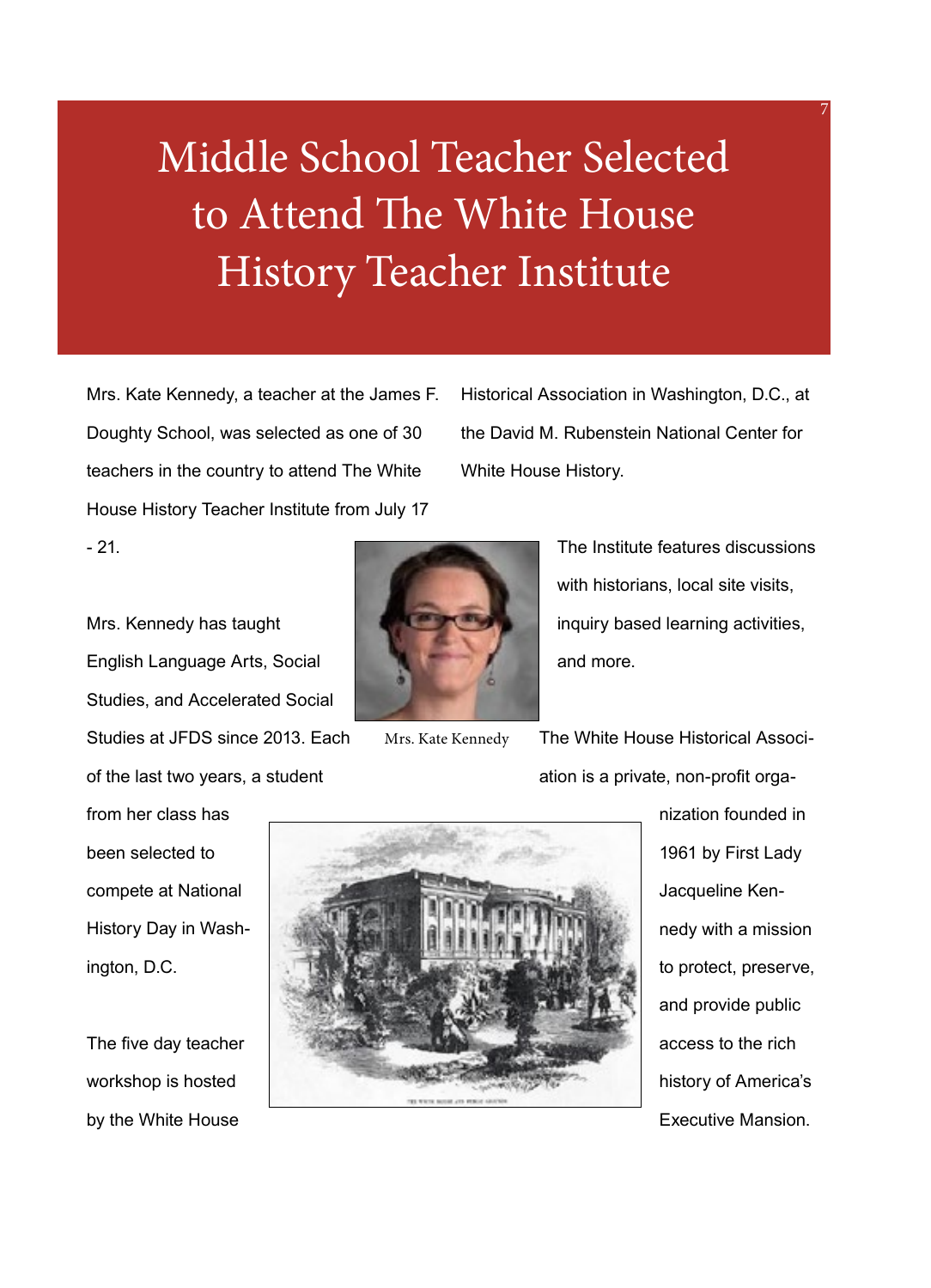# Middle School Teacher Selected to Attend The White House History Teacher Institute

Mrs. Kate Kennedy, a teacher at the James F. Doughty School, was selected as one of 30 teachers in the country to attend The White House History Teacher Institute from July 17 - 21.

Mrs. Kennedy has taught English Language Arts, Social Studies, and Accelerated Social Studies at JFDS since 2013. Each of the last two years, a student from her class has been selected to compete at National History Day in Washington, D.C.

The five day teacher workshop is hosted by the White House Historical Association in Washington, D.C., at the David M. Rubenstein National Center for White House History.

Mrs. Kate Kennedy

The Institute features discussions with historians, local site visits, inquiry based learning activities, and more.

The White House Historical Association is a private, non-profit organization founded in 1961 by First Lady Jacqueline Kennedy with a mission to protect, preserve, and provide public access to the rich history of America's Executive Mansion.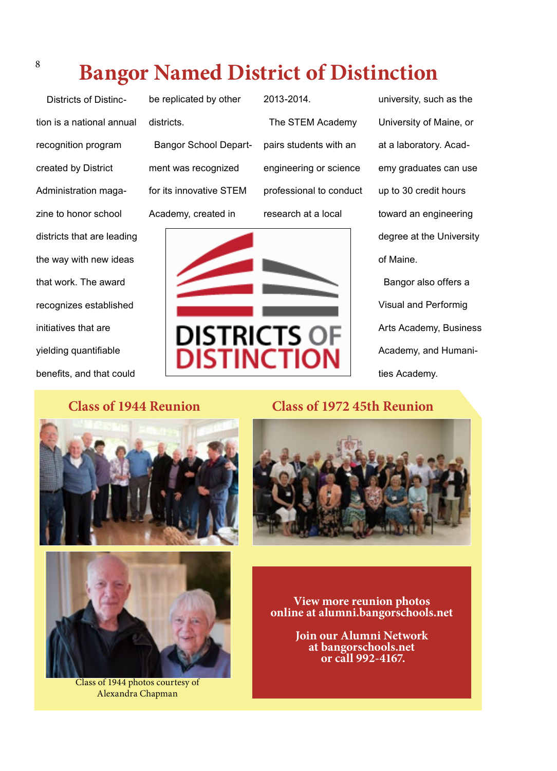# Bangor Named District of Distinction

Districts of Distinction is a national annual recognition program created by District Administration magazine to honor school districts that are leading the way with new ideas that work. The award recognizes established initiatives that are yielding quantifiable benefits, and that could be replicated by other districts.

Bangor School Department was recognized for its innovative STEM Academy, created in 2013-2014.

The STEM Academy pairs students with an engineering or science professional to conduct research at a local university, such as the University of Maine, or at a laboratory. Academy graduates can use up to 30 credit hours toward an engineering degree at the University of Maine.

Bangor also offers a Visual and Performig Arts Academy, Business Academy, and Humanities Academy.

DISTRICTS OF DISTINCTION

## Class of 1944 Reunion

Class of 1944 photos courtesy of Alexandra Chapman

## Class of 1972 45th Reunion

**View more reunion photos online at alumni.bangorschools.net**

**Join our Alumni Network at bangorschools.net or call 992-4167.**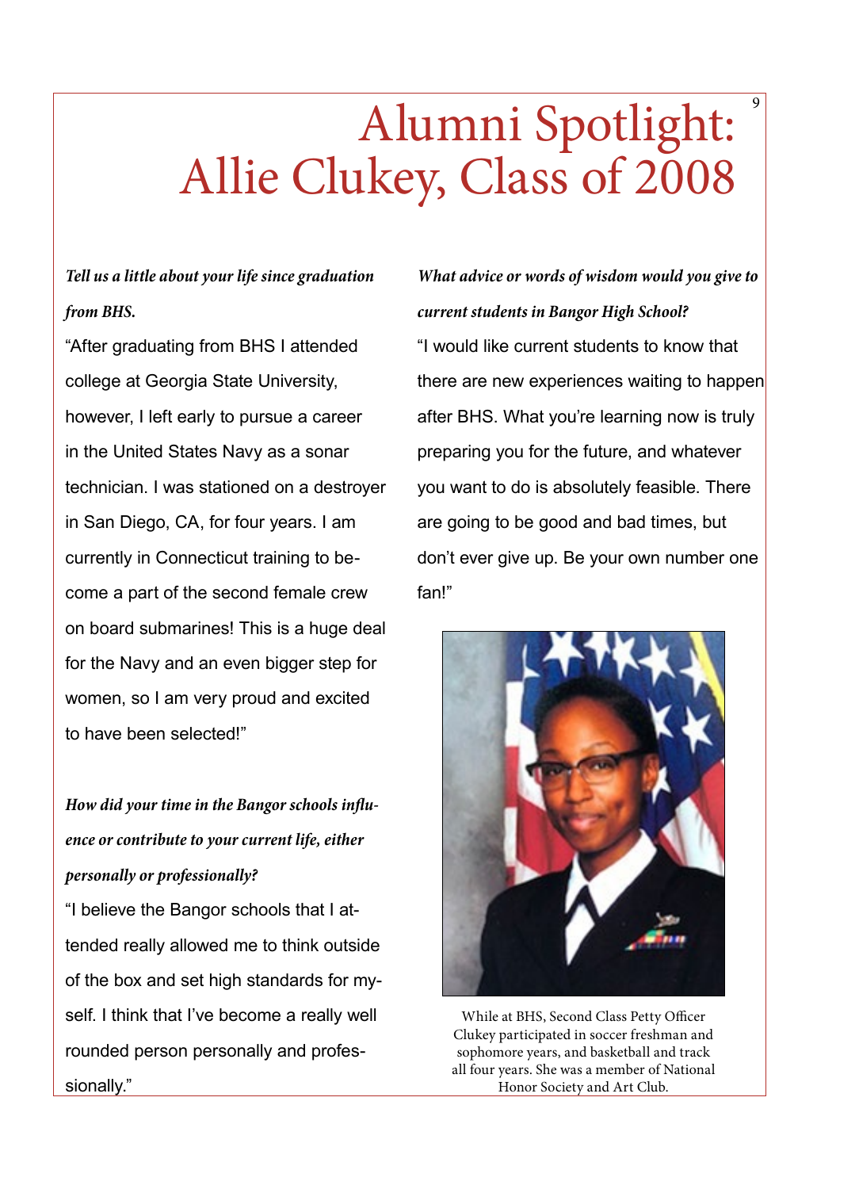# Alumni Spotlight: Allie Clukey, Class of 2008

***Tell us a little about your life since graduation from BHS.***

"After graduating from BHS I attended college at Georgia State University, however, I left early to pursue a career in the United States Navy as a sonar technician. I was stationed on a destroyer in San Diego, CA, for four years. I am currently in Connecticut training to become a part of the second female crew on board submarines! This is a huge deal for the Navy and an even bigger step for women, so I am very proud and excited to have been selected!"

***How did your time in the Bangor schools influence or contribute to your current life, either personally or professionally?***

"I believe the Bangor schools that I attended really allowed me to think outside of the box and set high standards for myself. I think that I've become a really well rounded person personally and professionally."

***What advice or words of wisdom would you give to current students in Bangor High School?***

"I would like current students to know that there are new experiences waiting to happen after BHS. What you're learning now is truly preparing you for the future, and whatever you want to do is absolutely feasible. There are going to be good and bad times, but don't ever give up. Be your own number one fan!"

While at BHS, Second Class Petty Officer Clukey participated in soccer freshman and sophomore years, and basketball and track all four years. She was a member of National Honor Society and Art Club.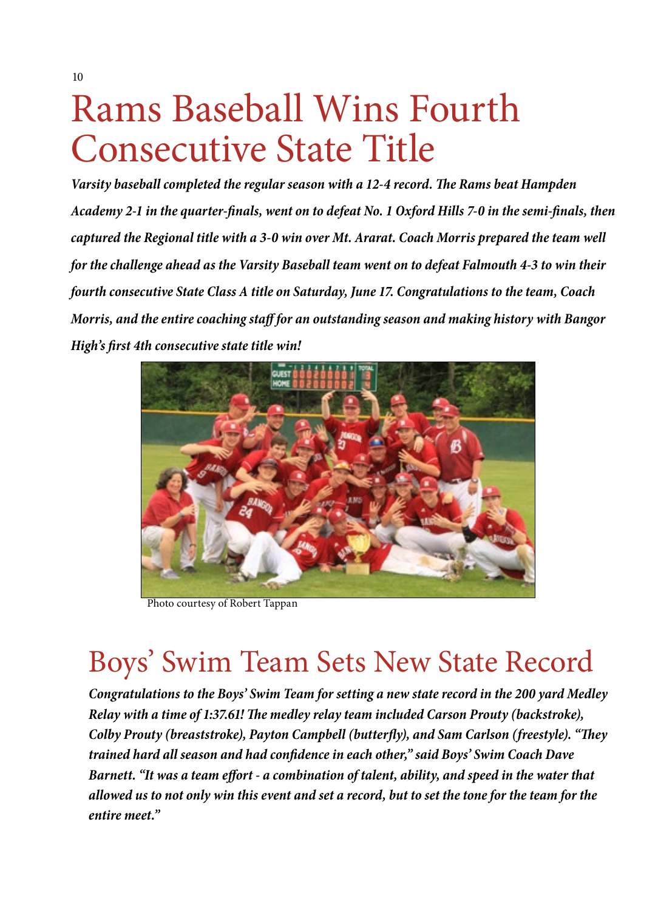# Rams Baseball Wins Fourth Consecutive State Title

***Varsity baseball completed the regular season with a 12-4 record. The Rams beat Hampden Academy 2-1 in the quarter-finals, went on to defeat No. 1 Oxford Hills 7-0 in the semi-finals, then captured the Regional title with a 3-0 win over Mt. Ararat. Coach Morris prepared the team well for the challenge ahead as the Varsity Baseball team went on to defeat Falmouth 4-3 to win their fourth consecutive State Class A title on Saturday, June 17. Congratulations to the team, Coach Morris, and the entire coaching staff for an outstanding season and making history with Bangor High's first 4th consecutive state title win!***

Photo courtesy of Robert Tappan

# Boys' Swim Team Sets New State Record

***Congratulations to the Boys' Swim Team for setting a new state record in the 200 yard Medley Relay with a time of 1:37.61! The medley relay team included Carson Prouty (backstroke), Colby Prouty (breaststroke), Payton Campbell (butterfly), and Sam Carlson (freestyle). "They trained hard all season and had confidence in each other," said Boys' Swim Coach Dave Barnett. "It was a team effort - a combination of talent, ability, and speed in the water that allowed us to not only win this event and set a record, but to set the tone for the team for the entire meet."***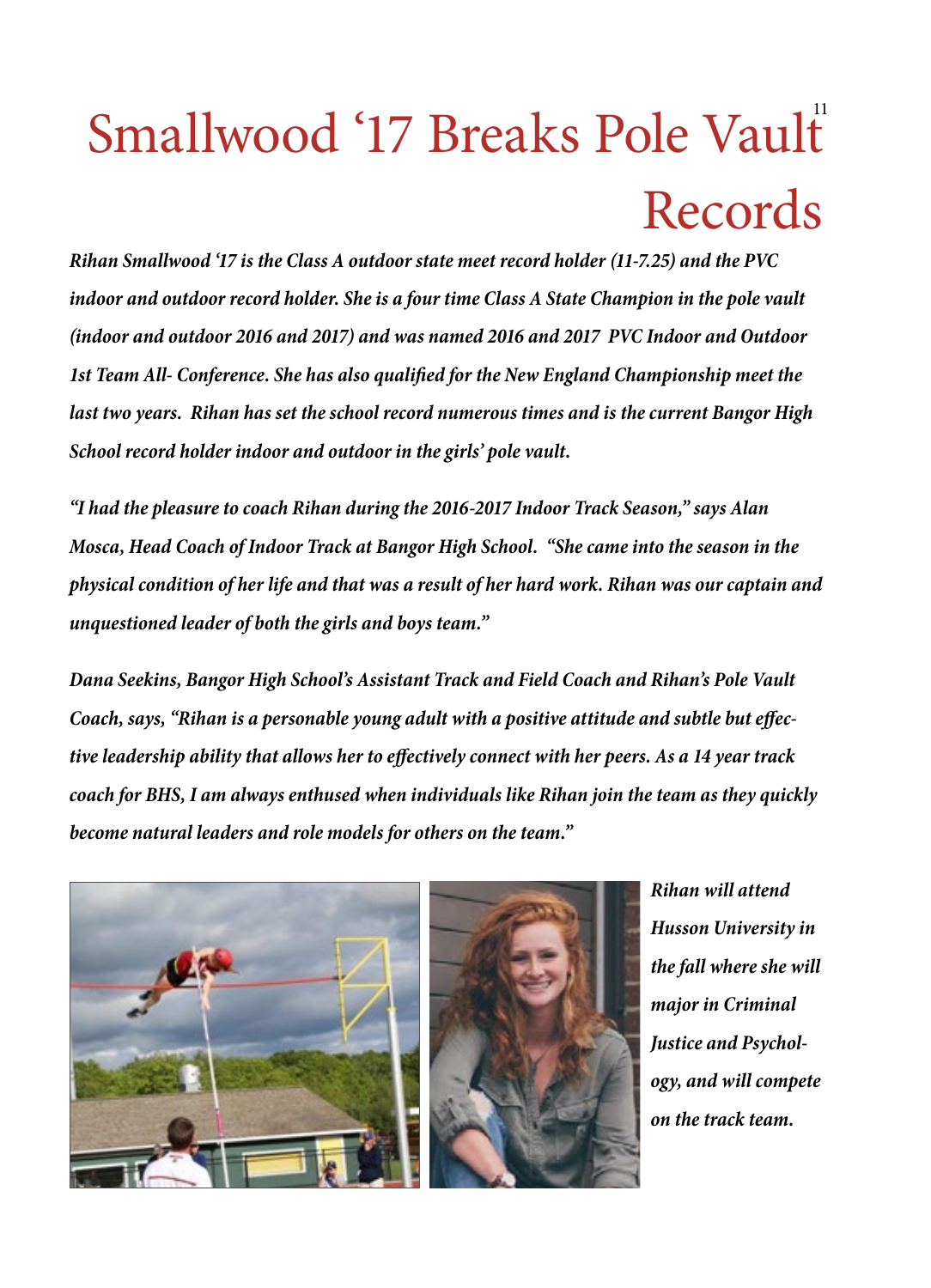# Smallwood '17 Breaks Pole Vault Records

***Rihan Smallwood '17 is the Class A outdoor state meet record holder (11-7.25) and the PVC indoor and outdoor record holder. She is a four time Class A State Champion in the pole vault (indoor and outdoor 2016 and 2017) and was named 2016 and 2017 PVC Indoor and Outdoor 1st Team All- Conference. She has also qualified for the New England Championship meet the last two years. Rihan has set the school record numerous times and is the current Bangor High School record holder indoor and outdoor in the girls' pole vault.***

***"I had the pleasure to coach Rihan during the 2016-2017 Indoor Track Season," says Alan Mosca, Head Coach of Indoor Track at Bangor High School. "She came into the season in the physical condition of her life and that was a result of her hard work. Rihan was our captain and unquestioned leader of both the girls and boys team."***

***Dana Seekins, Bangor High School's Assistant Track and Field Coach and Rihan's Pole Vault Coach, says, "Rihan is a personable young adult with a positive attitude and subtle but effective leadership ability that allows her to effectively connect with her peers. As a 14 year track coach for BHS, I am always enthused when individuals like Rihan join the team as they quickly become natural leaders and role models for others on the team."***

***Rihan will attend Husson University in the fall where she will major in Criminal Justice and Psychology, and will compete on the track team.***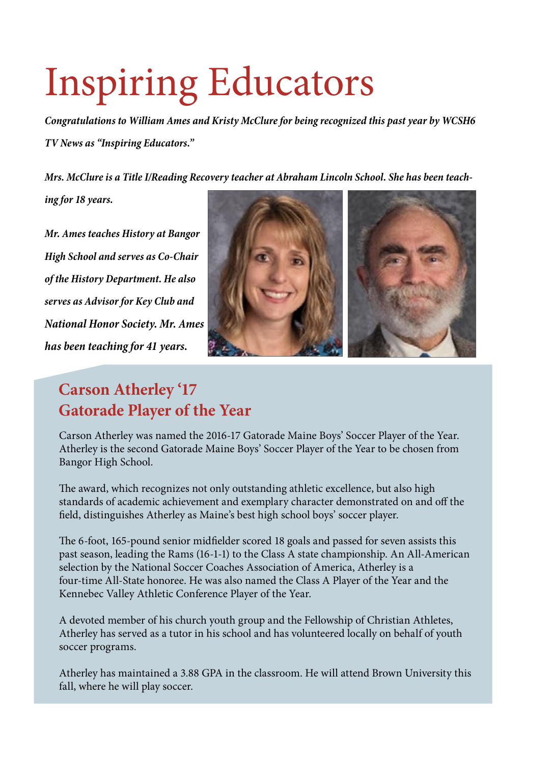# Inspiring Educators

***Congratulations to William Ames and Kristy McClure for being recognized this past year by WCSH6 TV News as "Inspiring Educators."***

***Mrs. McClure is a Title I/Reading Recovery teacher at Abraham Lincoln School. She has been teaching for 18 years.***

***Mr. Ames teaches History at Bangor High School and serves as Co-Chair of the History Department. He also serves as Advisor for Key Club and National Honor Society. Mr. Ames has been teaching for 41 years.***

## Carson Atherley '17
## Gatorade Player of the Year

Carson Atherley was named the 2016-17 Gatorade Maine Boys' Soccer Player of the Year. Atherley is the second Gatorade Maine Boys' Soccer Player of the Year to be chosen from Bangor High School.

The award, which recognizes not only outstanding athletic excellence, but also high standards of academic achievement and exemplary character demonstrated on and off the field, distinguishes Atherley as Maine's best high school boys' soccer player.

The 6-foot, 165-pound senior midfielder scored 18 goals and passed for seven assists this past season, leading the Rams (16-1-1) to the Class A state championship. An All-American selection by the National Soccer Coaches Association of America, Atherley is a four-time All-State honoree. He was also named the Class A Player of the Year and the Kennebec Valley Athletic Conference Player of the Year.

A devoted member of his church youth group and the Fellowship of Christian Athletes, Atherley has served as a tutor in his school and has volunteered locally on behalf of youth soccer programs.

Atherley has maintained a 3.88 GPA in the classroom. He will attend Brown University this fall, where he will play soccer.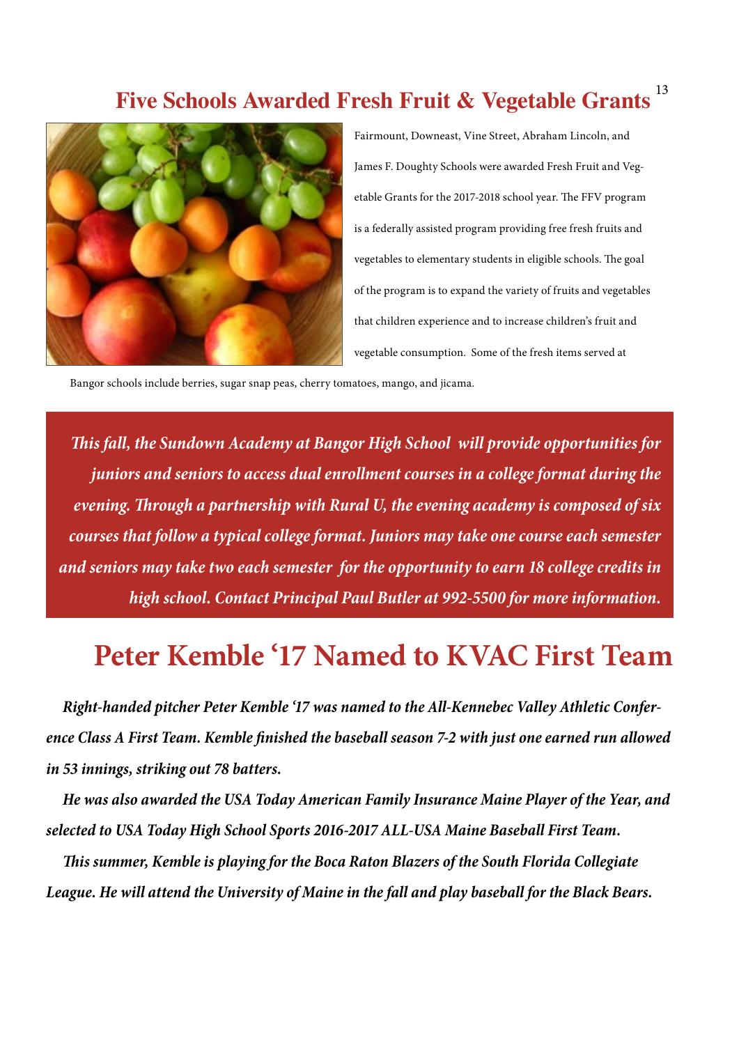## Five Schools Awarded Fresh Fruit & Vegetable Grants

Fairmount, Downeast, Vine Street, Abraham Lincoln, and James F. Doughty Schools were awarded Fresh Fruit and Vegetable Grants for the 2017-2018 school year. The FFV program is a federally assisted program providing free fresh fruits and vegetables to elementary students in eligible schools. The goal of the program is to expand the variety of fruits and vegetables that children experience and to increase children's fruit and vegetable consumption. Some of the fresh items served at Bangor schools include berries, sugar snap peas, cherry tomatoes, mango, and jicama.

***This fall, the Sundown Academy at Bangor High School will provide opportunities for juniors and seniors to access dual enrollment courses in a college format during the evening. Through a partnership with Rural U, the evening academy is composed of six courses that follow a typical college format. Juniors may take one course each semester and seniors may take two each semester for the opportunity to earn 18 college credits in high school. Contact Principal Paul Butler at 992-5500 for more information.***

## Peter Kemble '17 Named to KVAC First Team

***Right-handed pitcher Peter Kemble '17 was named to the All-Kennebec Valley Athletic Conference Class A First Team. Kemble finished the baseball season 7-2 with just one earned run allowed in 53 innings, striking out 78 batters.***

***He was also awarded the USA Today American Family Insurance Maine Player of the Year, and selected to USA Today High School Sports 2016-2017 ALL-USA Maine Baseball First Team.***

***This summer, Kemble is playing for the Boca Raton Blazers of the South Florida Collegiate League. He will attend the University of Maine in the fall and play baseball for the Black Bears.***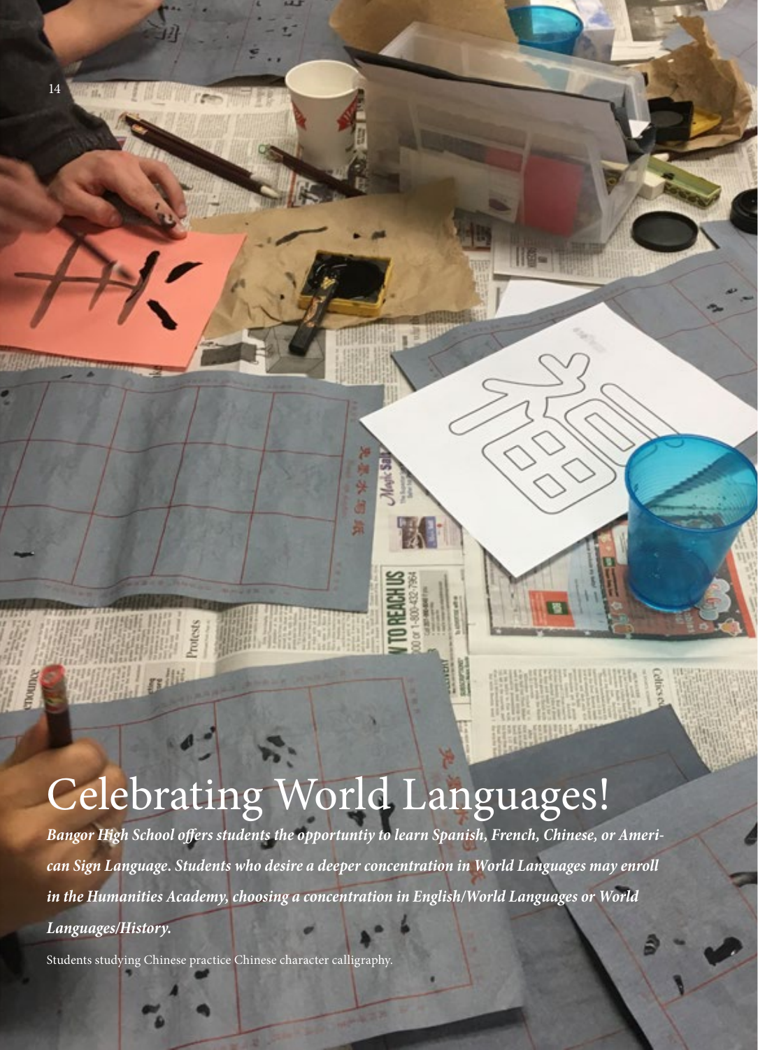# Celebrating World Languages!

***Bangor High School offers students the opportuntiy to learn Spanish, French, Chinese, or American Sign Language. Students who desire a deeper concentration in World Languages may enroll in the Humanities Academy, choosing a concentration in English/World Languages or World Languages/History.***

Students studying Chinese practice Chinese character calligraphy.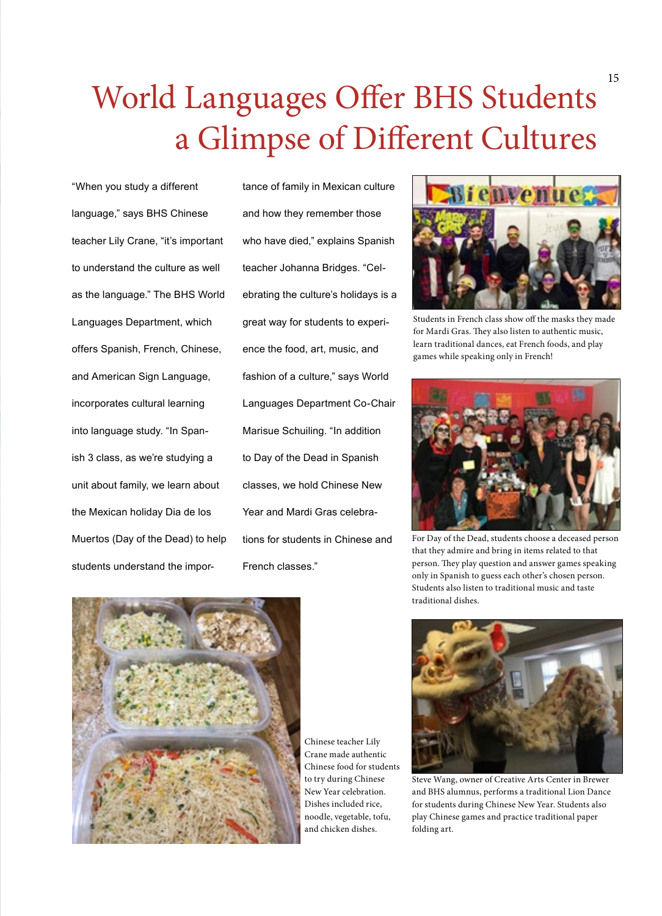# World Languages Offer BHS Students a Glimpse of Different Cultures

"When you study a different language," says BHS Chinese teacher Lily Crane, "it's important to understand the culture as well as the language." The BHS World Languages Department, which offers Spanish, French, Chinese, and American Sign Language, incorporates cultural learning into language study. "In Spanish 3 class, as we're studying a unit about family, we learn about the Mexican holiday Dia de los Muertos (Day of the Dead) to help students understand the importance of family in Mexican culture and how they remember those who have died," explains Spanish teacher Johanna Bridges. "Celebrating the culture's holidays is a great way for students to experience the food, art, music, and fashion of a culture," says World Languages Department Co-Chair Marisue Schuiling. "In addition to Day of the Dead in Spanish classes, we hold Chinese New Year and Mardi Gras celebrations for students in Chinese and French classes."

Students in French class show off the masks they made for Mardi Gras. They also listen to authentic music, learn traditional dances, eat French foods, and play games while speaking only in French!

For Day of the Dead, students choose a deceased person that they admire and bring in items related to that person. They play question and answer games speaking only in Spanish to guess each other's chosen person. Students also listen to traditional music and taste traditional dishes.

Chinese teacher Lily Crane made authentic Chinese food for students to try during Chinese New Year celebration. Dishes included rice, noodle, vegetable, tofu, and chicken dishes.

Steve Wang, owner of Creative Arts Center in Brewer and BHS alumnus, performs a traditional Lion Dance for students during Chinese New Year. Students also play Chinese games and practice traditional paper folding art.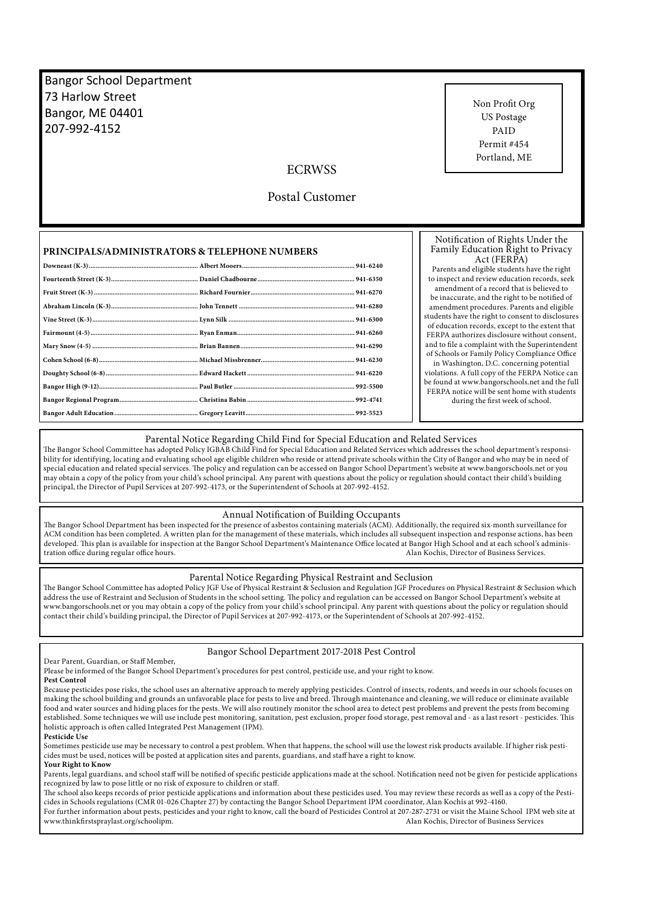Bangor School Department
73 Harlow Street
Bangor, ME 04401
207-992-4152

Non Profit Org
US Postage
PAID
Permit #454
Portland, ME

ECRWSS

Postal Customer

## PRINCIPALS/ADMINISTRATORS & TELEPHONE NUMBERS

| | | |
|---|---|---|
| **Downeast (K-3)** | **Albert Mooers** | **941-6240** |
| **Fourteenth Street (K-3)** | **Daniel Chadbourne** | **941-6350** |
| **Fruit Street (K-3)** | **Richard Fournier** | **941-6270** |
| **Abraham Lincoln (K-3)** | **John Tennett** | **941-6280** |
| **Vine Street (K-3)** | **Lynn Silk** | **941-6300** |
| **Fairmount (4-5)** | **Ryan Enman** | **941-6260** |
| **Mary Snow (4-5)** | **Brian Bannen** | **941-6290** |
| **Cohen School (6-8)** | **Michael Missbrenner** | **941-6230** |
| **Doughty School (6-8)** | **Edward Hackett** | **941-6220** |
| **Bangor High (9-12)** | **Paul Butler** | **992-5500** |
| **Bangor Regional Program** | **Christina Babin** | **992-4741** |
| **Bangor Adult Education** | **Gregory Leavitt** | **992-5523** |

## Notification of Rights Under the Family Education Right to Privacy Act (FERPA)

Parents and eligible students have the right to inspect and review education records, seek amendment of a record that is believed to be inaccurate, and the right to be notified of amendment procedures. Parents and eligible students have the right to consent to disclosures of education records, except to the extent that FERPA authorizes disclosure without consent, and to file a complaint with the Superintendent of Schools or Family Policy Compliance Office in Washington, D.C. concerning potential violations. A full copy of the FERPA Notice can be found at www.bangorschools.net and the full FERPA notice will be sent home with students during the first week of school.

## Parental Notice Regarding Child Find for Special Education and Related Services

The Bangor School Committee has adopted Policy IGBAB Child Find for Special Education and Related Services which addresses the school department's responsibility for identifying, locating and evaluating school age eligible children who reside or attend private schools within the City of Bangor and who may be in need of special education and related special services. The policy and regulation can be accessed on Bangor School Department's website at www.bangorschools.net or you may obtain a copy of the policy from your child's school principal. Any parent with questions about the policy or regulation should contact their child's building principal, the Director of Pupil Services at 207-992-4173, or the Superintendent of Schools at 207-992-4152.

## Annual Notification of Building Occupants

The Bangor School Department has been inspected for the presence of asbestos containing materials (ACM). Additionally, the required six-month surveillance for ACM condition has been completed. A written plan for the management of these materials, which includes all subsequent inspection and response actions, has been developed. This plan is available for inspection at the Bangor School Department's Maintenance Office located at Bangor High School and at each school's administration office during regular office hours.

Alan Kochis, Director of Business Services.

## Parental Notice Regarding Physical Restraint and Seclusion

The Bangor School Committee has adopted Policy JGF Use of Physical Restraint & Seclusion and Regulation JGF Procedures on Physical Restraint & Seclusion which address the use of Restraint and Seclusion of Students in the school setting. The policy and regulation can be accessed on Bangor School Department's website at www.bangorschools.net or you may obtain a copy of the policy from your child's school principal. Any parent with questions about the policy or regulation should contact their child's building principal, the Director of Pupil Services at 207-992-4173, or the Superintendent of Schools at 207-992-4152.

## Bangor School Department 2017-2018 Pest Control

Dear Parent, Guardian, or Staff Member,

Please be informed of the Bangor School Department's procedures for pest control, pesticide use, and your right to know.

**Pest Control**

Because pesticides pose risks, the school uses an alternative approach to merely applying pesticides. Control of insects, rodents, and weeds in our schools focuses on making the school building and grounds an unfavorable place for pests to live and breed. Through maintenance and cleaning, we will reduce or eliminate available food and water sources and hiding places for the pests. We will also routinely monitor the school area to detect pest problems and prevent the pests from becoming established. Some techniques we will use include pest monitoring, sanitation, pest exclusion, proper food storage, pest removal and - as a last resort - pesticides. This holistic approach is often called Integrated Pest Management (IPM).

**Pesticide Use**

Sometimes pesticide use may be necessary to control a pest problem. When that happens, the school will use the lowest risk products available. If higher risk pesticides must be used, notices will be posted at application sites and parents, guardians, and staff have a right to know.

**Your Right to Know**

Parents, legal guardians, and school staff will be notified of specific pesticide applications made at the school. Notification need not be given for pesticide applications recognized by law to pose little or no risk of exposure to children or staff.

The school also keeps records of prior pesticide applications and information about these pesticides used. You may review these records as well as a copy of the Pesticides in Schools regulations (CMR 01-026 Chapter 27) by contacting the Bangor School Department IPM coordinator, Alan Kochis at 992-4160.

For further information about pests, pesticides and your right to know, call the board of Pesticides Control at 207-287-2731 or visit the Maine School IPM web site at www.thinkfirstspraylast.org/schoolipm.

Alan Kochis, Director of Business Services